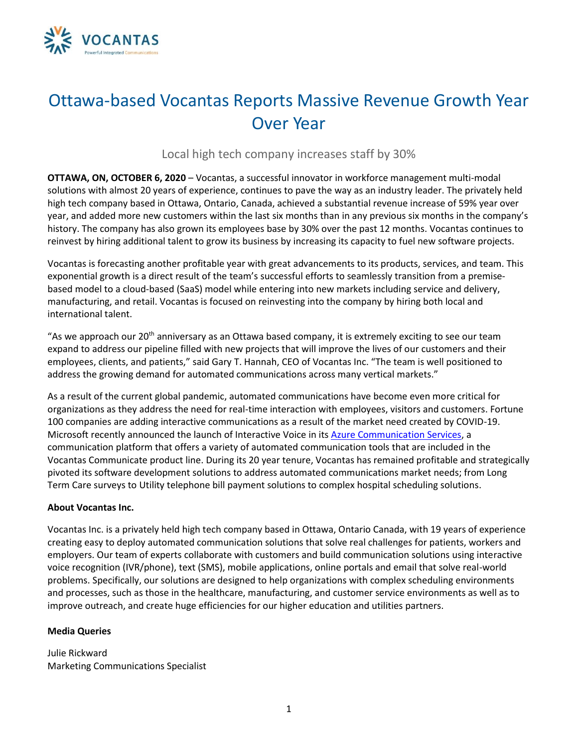# Ottawa-based Vocantas Reports Massive Revenue Growth Year Over Year

## Local high tech company increases staff by 30%

**OTTAWA, ON, OCTOBER 6, 2020** – Vocantas, a successful innovator in workforce management multi-modal solutions with almost 20 years of experience, continues to pave the way as an industry leader. The privately held high tech company based in Ottawa, Ontario, Canada, achieved a substantial revenue increase of 59% year over year, and added more new customers within the last six months than in any previous six months in the company's history. The company has also grown its employees base by 30% over the past 12 months. Vocantas continues to reinvest by hiring additional talent to grow its business by increasing its capacity to fuel new software projects.

Vocantas is forecasting another profitable year with great advancements to its products, services, and team. This exponential growth is a direct result of the team's successful efforts to seamlessly transition from a premise-based model to a cloud-based (SaaS) model while entering into new markets including service and delivery, manufacturing, and retail. Vocantas is focused on reinvesting into the company by hiring both local and international talent.

"As we approach our 20th anniversary as an Ottawa based company, it is extremely exciting to see our team expand to address our pipeline filled with new projects that will improve the lives of our customers and their employees, clients, and patients," said Gary T. Hannah, CEO of Vocantas Inc. "The team is well positioned to address the growing demand for automated communications across many vertical markets."

As a result of the current global pandemic, automated communications have become even more critical for organizations as they address the need for real-time interaction with employees, visitors and customers. Fortune 100 companies are adding interactive communications as a result of the market need created by COVID-19. Microsoft recently announced the launch of Interactive Voice in its Azure Communication Services, a communication platform that offers a variety of automated communication tools that are included in the Vocantas Communicate product line. During its 20 year tenure, Vocantas has remained profitable and strategically pivoted its software development solutions to address automated communications market needs; from Long Term Care surveys to Utility telephone bill payment solutions to complex hospital scheduling solutions.

**About Vocantas Inc.**

Vocantas Inc. is a privately held high tech company based in Ottawa, Ontario Canada, with 19 years of experience creating easy to deploy automated communication solutions that solve real challenges for patients, workers and employers. Our team of experts collaborate with customers and build communication solutions using interactive voice recognition (IVR/phone), text (SMS), mobile applications, online portals and email that solve real-world problems. Specifically, our solutions are designed to help organizations with complex scheduling environments and processes, such as those in the healthcare, manufacturing, and customer service environments as well as to improve outreach, and create huge efficiencies for our higher education and utilities partners.

**Media Queries**

Julie Rickward
Marketing Communications Specialist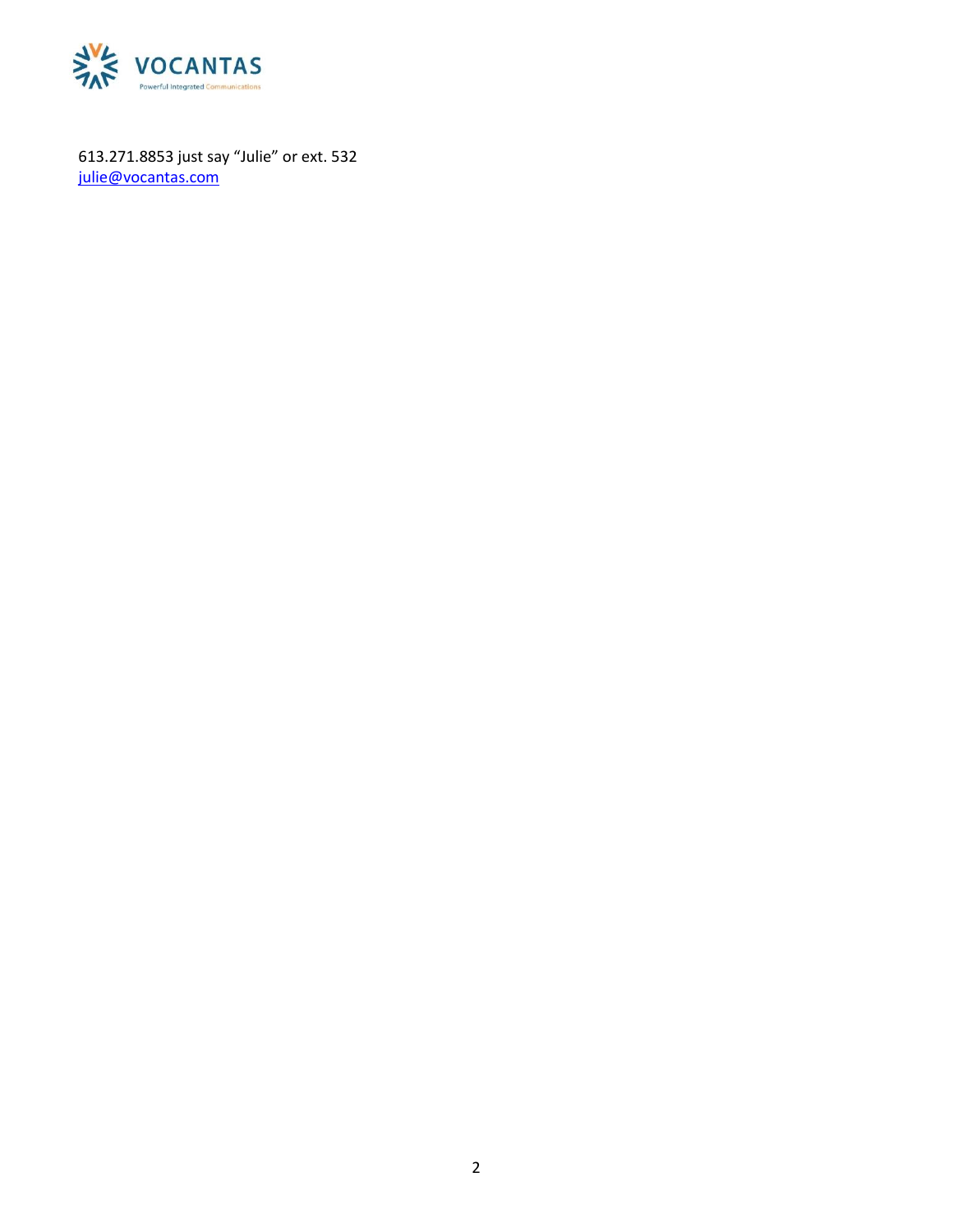VOCANTAS

Powerful Integrated Communications

613.271.8853 just say "Julie" or ext. 532
julie@vocantas.com